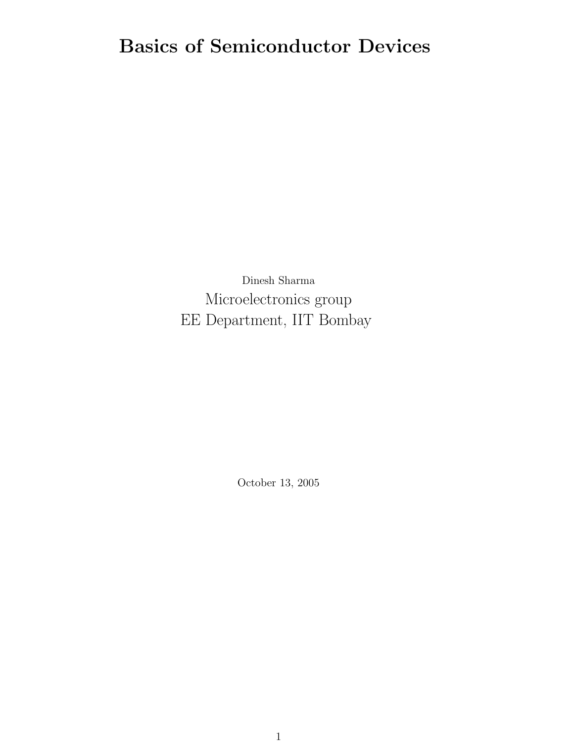# Basics of Semiconductor Devices

Dinesh Sharma

Microelectronics group

EE Department, IIT Bombay

October 13, 2005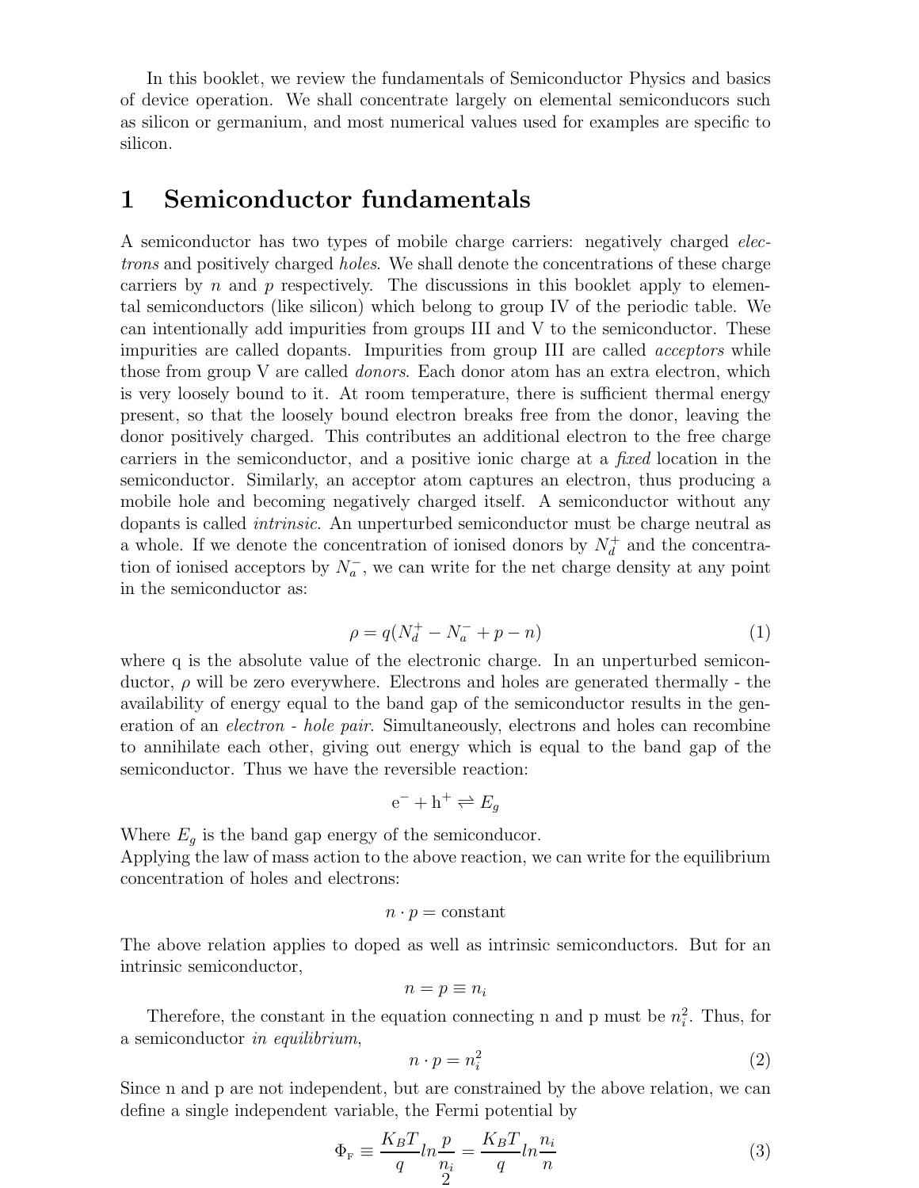In this booklet, we review the fundamentals of Semiconductor Physics and basics of device operation. We shall concentrate largely on elemental semiconducors such as silicon or germanium, and most numerical values used for examples are specific to silicon.

# 1 Semiconductor fundamentals

A semiconductor has two types of mobile charge carriers: negatively charged *electrons* and positively charged *holes*. We shall denote the concentrations of these charge carriers by $n$ and $p$ respectively. The discussions in this booklet apply to elemental semiconductors (like silicon) which belong to group IV of the periodic table. We can intentionally add impurities from groups III and V to the semiconductor. These impurities are called dopants. Impurities from group III are called *acceptors* while those from group V are called *donors*. Each donor atom has an extra electron, which is very loosely bound to it. At room temperature, there is sufficient thermal energy present, so that the loosely bound electron breaks free from the donor, leaving the donor positively charged. This contributes an additional electron to the free charge carriers in the semiconductor, and a positive ionic charge at a *fixed* location in the semiconductor. Similarly, an acceptor atom captures an electron, thus producing a mobile hole and becoming negatively charged itself. A semiconductor without any dopants is called *intrinsic*. An unperturbed semiconductor must be charge neutral as a whole. If we denote the concentration of ionised donors by $N_d^+$ and the concentration of ionised acceptors by $N_a^-$, we can write for the net charge density at any point in the semiconductor as:

$$\rho = q(N_d^+ - N_a^- + p - n) \tag{1}$$

where q is the absolute value of the electronic charge. In an unperturbed semiconductor, $\rho$ will be zero everywhere. Electrons and holes are generated thermally - the availability of energy equal to the band gap of the semiconductor results in the generation of an *electron - hole pair*. Simultaneously, electrons and holes can recombine to annihilate each other, giving out energy which is equal to the band gap of the semiconductor. Thus we have the reversible reaction:

$$\mathrm{e}^- + \mathrm{h}^+ \rightleftharpoons E_g$$

Where $E_g$ is the band gap energy of the semiconducor.
Applying the law of mass action to the above reaction, we can write for the equilibrium concentration of holes and electrons:

$$n \cdot p = \text{constant}$$

The above relation applies to doped as well as intrinsic semiconductors. But for an intrinsic semiconductor,

$$n = p \equiv n_i$$

Therefore, the constant in the equation connecting n and p must be $n_i^2$. Thus, for a semiconductor *in equilibrium*,

$$n \cdot p = n_i^2 \tag{2}$$

Since n and p are not independent, but are constrained by the above relation, we can define a single independent variable, the Fermi potential by

$$\Phi_{\mathrm{F}} \equiv \frac{K_B T}{q} ln \frac{p}{n_i} = \frac{K_B T}{q} ln \frac{n_i}{n} \tag{3}$$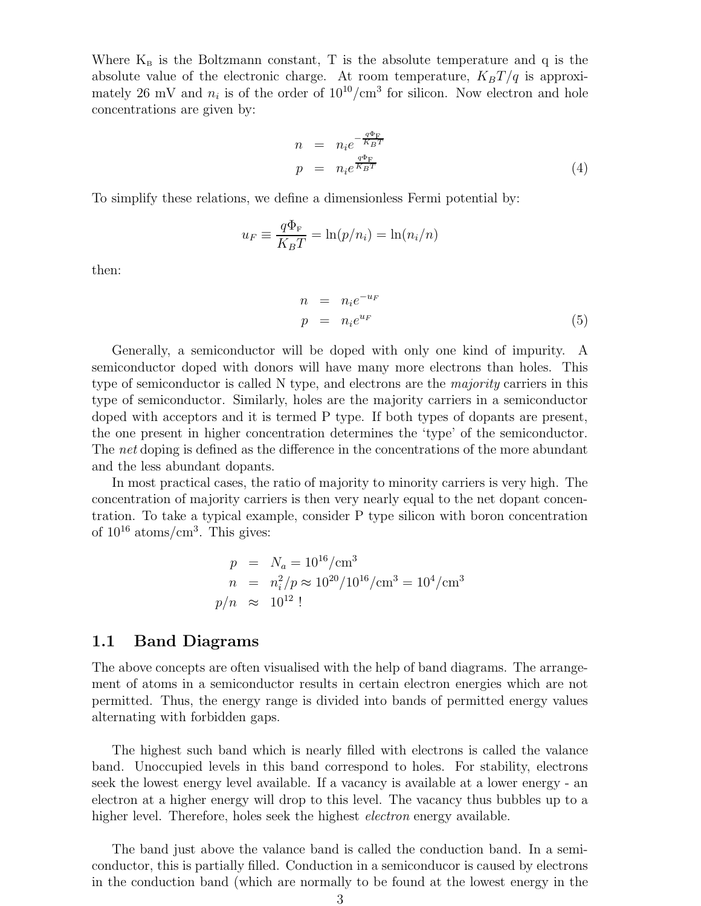Where $K_B$ is the Boltzmann constant, T is the absolute temperature and q is the absolute value of the electronic charge. At room temperature, $K_BT/q$ is approximately 26 mV and $n_i$ is of the order of $10^{10}/\text{cm}^3$ for silicon. Now electron and hole concentrations are given by:

$$
\begin{aligned}
n &= n_i e^{-\frac{q\Phi_F}{K_BT}} \\
p &= n_i e^{\frac{q\Phi_F}{K_BT}}
\end{aligned}
\tag{4}
$$

To simplify these relations, we define a dimensionless Fermi potential by:

$$
u_F \equiv \frac{q\Phi_F}{K_BT} = \ln(p/n_i) = \ln(n_i/n)
$$

then:

$$
\begin{aligned}
n &= n_i e^{-u_F} \\
p &= n_i e^{u_F}
\end{aligned}
\tag{5}
$$

Generally, a semiconductor will be doped with only one kind of impurity. A semiconductor doped with donors will have many more electrons than holes. This type of semiconductor is called N type, and electrons are the *majority* carriers in this type of semiconductor. Similarly, holes are the majority carriers in a semiconductor doped with acceptors and it is termed P type. If both types of dopants are present, the one present in higher concentration determines the 'type' of the semiconductor. The *net* doping is defined as the difference in the concentrations of the more abundant and the less abundant dopants.

In most practical cases, the ratio of majority to minority carriers is very high. The concentration of majority carriers is then very nearly equal to the net dopant concentration. To take a typical example, consider P type silicon with boron concentration of $10^{16}$ atoms/cm$^3$. This gives:

$$
\begin{aligned}
p &= N_a = 10^{16}/\text{cm}^3 \\
n &= n_i^2/p \approx 10^{20}/10^{16}/\text{cm}^3 = 10^4/\text{cm}^3 \\
p/n &\approx 10^{12}\ !
\end{aligned}
$$

## 1.1 Band Diagrams

The above concepts are often visualised with the help of band diagrams. The arrangement of atoms in a semiconductor results in certain electron energies which are not permitted. Thus, the energy range is divided into bands of permitted energy values alternating with forbidden gaps.

The highest such band which is nearly filled with electrons is called the valance band. Unoccupied levels in this band correspond to holes. For stability, electrons seek the lowest energy level available. If a vacancy is available at a lower energy - an electron at a higher energy will drop to this level. The vacancy thus bubbles up to a higher level. Therefore, holes seek the highest *electron* energy available.

The band just above the valance band is called the conduction band. In a semiconductor, this is partially filled. Conduction in a semiconducor is caused by electrons in the conduction band (which are normally to be found at the lowest energy in the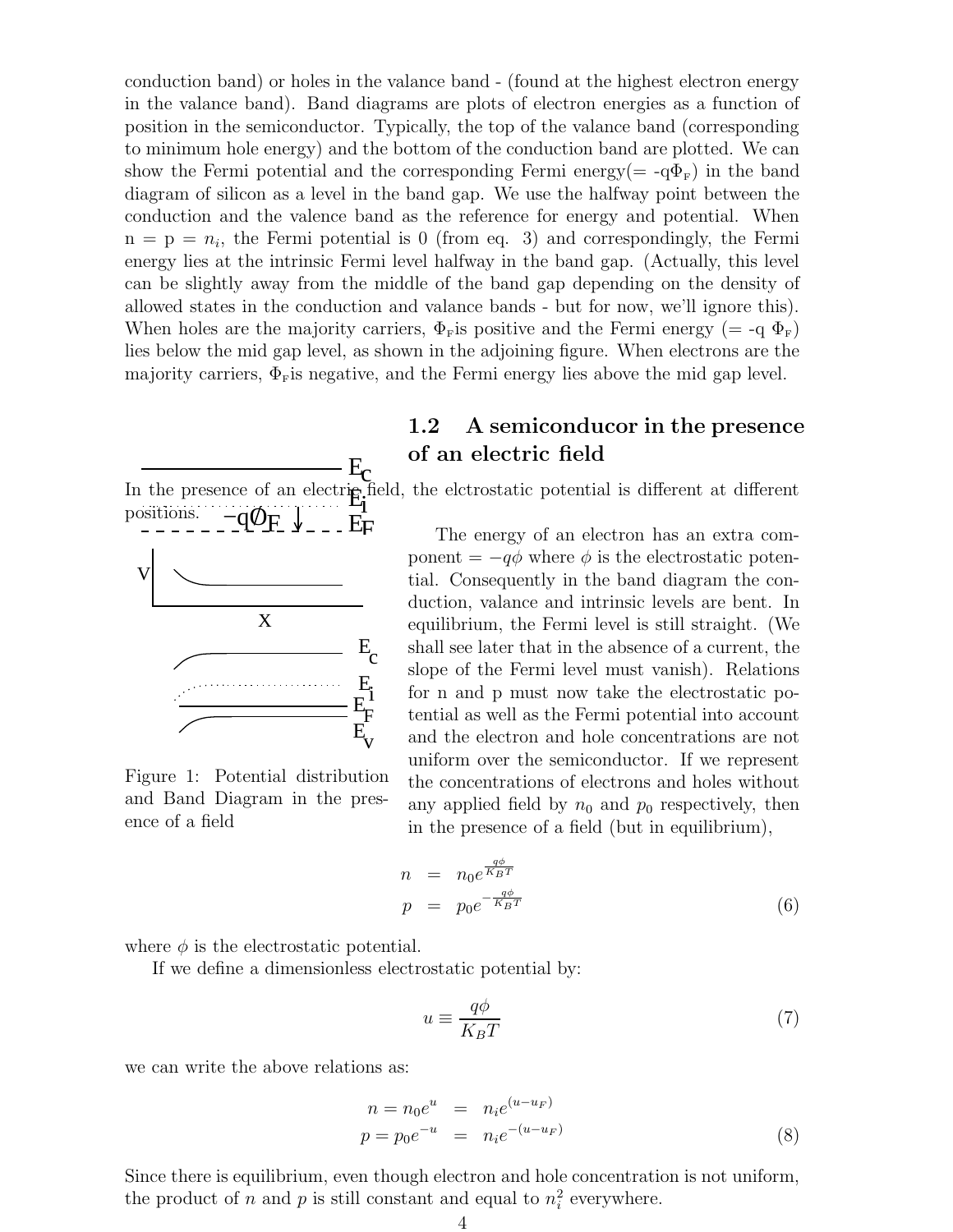conduction band) or holes in the valance band - (found at the highest electron energy in the valance band). Band diagrams are plots of electron energies as a function of position in the semiconductor. Typically, the top of the valance band (corresponding to minimum hole energy) and the bottom of the conduction band are plotted. We can show the Fermi potential and the corresponding Fermi energy(= $-q\Phi_F$) in the band diagram of silicon as a level in the band gap. We use the halfway point between the conduction and the valence band as the reference for energy and potential. When $n = p = n_i$, the Fermi potential is 0 (from eq. 3) and correspondingly, the Fermi energy lies at the intrinsic Fermi level halfway in the band gap. (Actually, this level can be slightly away from the middle of the band gap depending on the density of allowed states in the conduction and valance bands - but for now, we'll ignore this). When holes are the majority carriers, $\Phi_F$ is positive and the Fermi energy (= $-q\,\Phi_F$) lies below the mid gap level, as shown in the adjoining figure. When electrons are the majority carriers, $\Phi_F$ is negative, and the Fermi energy lies above the mid gap level.

## 1.2 A semiconducor in the presence of an electric field

In the presence of an electric field, the elctrostatic potential is different at different positions.

The energy of an electron has an extra component $= -q\phi$ where $\phi$ is the electrostatic potential. Consequently in the band diagram the conduction, valance and intrinsic levels are bent. In equilibrium, the Fermi level is still straight. (We shall see later that in the absence of a current, the slope of the Fermi level must vanish). Relations for n and p must now take the electrostatic potential as well as the Fermi potential into account and the electron and hole concentrations are not uniform over the semiconductor. If we represent the concentrations of electrons and holes without any applied field by $n_0$ and $p_0$ respectively, then in the presence of a field (but in equilibrium),

Figure 1: Potential distribution and Band Diagram in the presence of a field

$$
\begin{aligned}
n &= n_0 e^{\frac{q\phi}{K_B T}} \\
p &= p_0 e^{-\frac{q\phi}{K_B T}}
\end{aligned}
\tag{6}
$$

where $\phi$ is the electrostatic potential.

If we define a dimensionless electrostatic potential by:

$$
u \equiv \frac{q\phi}{K_B T} \tag{7}
$$

we can write the above relations as:

$$
\begin{aligned}
n = n_0 e^{u} &= n_i e^{(u-u_F)} \\
p = p_0 e^{-u} &= n_i e^{-(u-u_F)}
\end{aligned}
\tag{8}
$$

Since there is equilibrium, even though electron and hole concentration is not uniform, the product of $n$ and $p$ is still constant and equal to $n_i^2$ everywhere.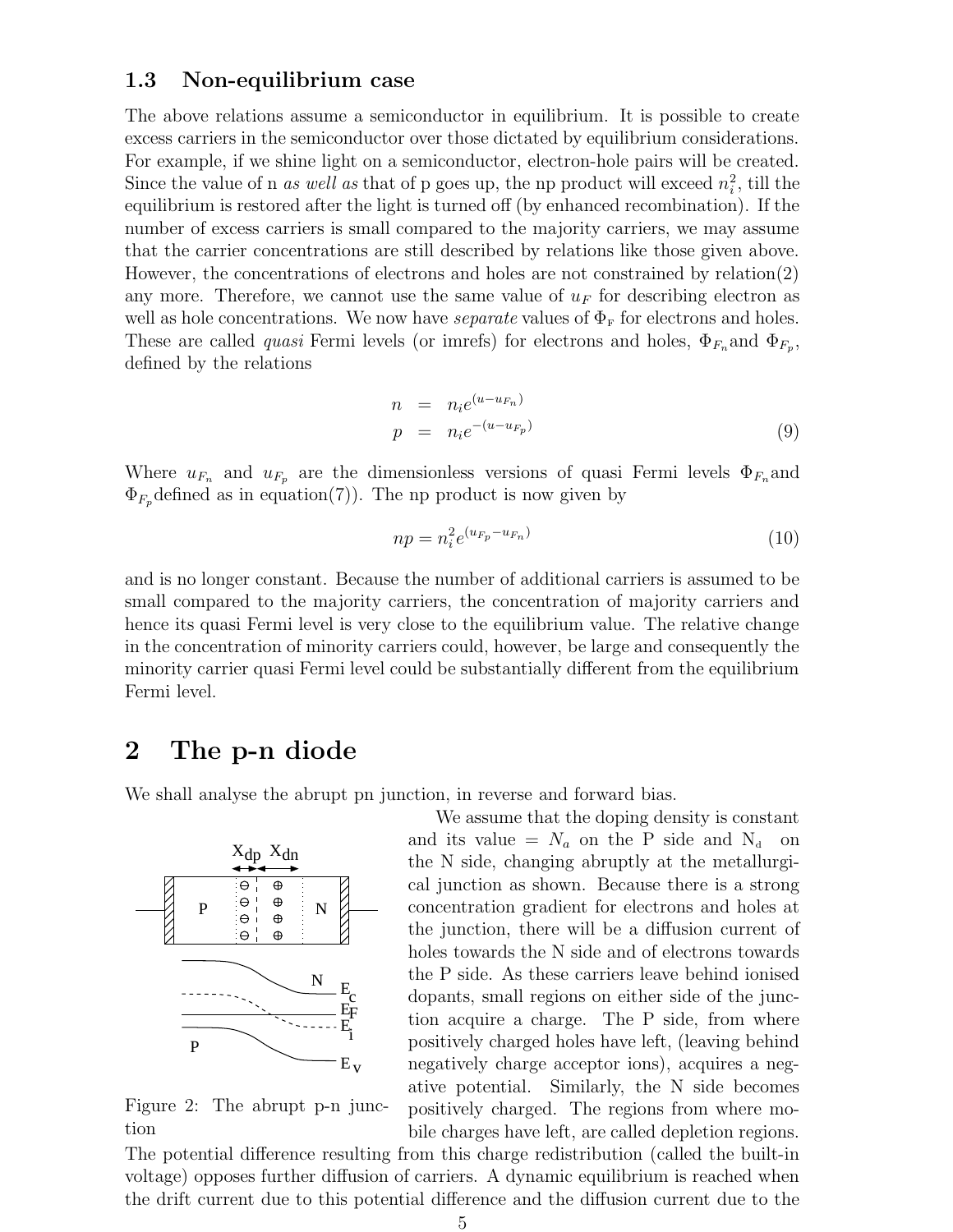### 1.3 Non-equilibrium case

The above relations assume a semiconductor in equilibrium. It is possible to create excess carriers in the semiconductor over those dictated by equilibrium considerations. For example, if we shine light on a semiconductor, electron-hole pairs will be created. Since the value of n *as well as* that of p goes up, the np product will exceed $n_i^2$, till the equilibrium is restored after the light is turned off (by enhanced recombination). If the number of excess carriers is small compared to the majority carriers, we may assume that the carrier concentrations are still described by relations like those given above. However, the concentrations of electrons and holes are not constrained by relation(2) any more. Therefore, we cannot use the same value of $u_F$ for describing electron as well as hole concentrations. We now have *separate* values of $\Phi_F$ for electrons and holes. These are called *quasi* Fermi levels (or imrefs) for electrons and holes, $\Phi_{F_n}$and $\Phi_{F_p}$, defined by the relations

$$
\begin{aligned}
n &= n_i e^{(u-u_{F_n})} \\
p &= n_i e^{-(u-u_{F_p})}
\end{aligned}
\tag{9}
$$

Where $u_{F_n}$ and $u_{F_p}$ are the dimensionless versions of quasi Fermi levels $\Phi_{F_n}$and $\Phi_{F_p}$defined as in equation(7)). The np product is now given by

$$
np = n_i^2 e^{(u_{F_p}-u_{F_n})} \tag{10}
$$

and is no longer constant. Because the number of additional carriers is assumed to be small compared to the majority carriers, the concentration of majority carriers and hence its quasi Fermi level is very close to the equilibrium value. The relative change in the concentration of minority carriers could, however, be large and consequently the minority carrier quasi Fermi level could be substantially different from the equilibrium Fermi level.

## 2 The p-n diode

We shall analyse the abrupt pn junction, in reverse and forward bias.

Figure 2: The abrupt p-n junction

We assume that the doping density is constant and its value = $N_a$ on the P side and $N_d$ on the N side, changing abruptly at the metallurgical junction as shown. Because there is a strong concentration gradient for electrons and holes at the junction, there will be a diffusion current of holes towards the N side and of electrons towards the P side. As these carriers leave behind ionised dopants, small regions on either side of the junction acquire a charge. The P side, from where positively charged holes have left, (leaving behind negatively charge acceptor ions), acquires a negative potential. Similarly, the N side becomes positively charged. The regions from where mobile charges have left, are called depletion regions. The potential difference resulting from this charge redistribution (called the built-in voltage) opposes further diffusion of carriers. A dynamic equilibrium is reached when the drift current due to this potential difference and the diffusion current due to the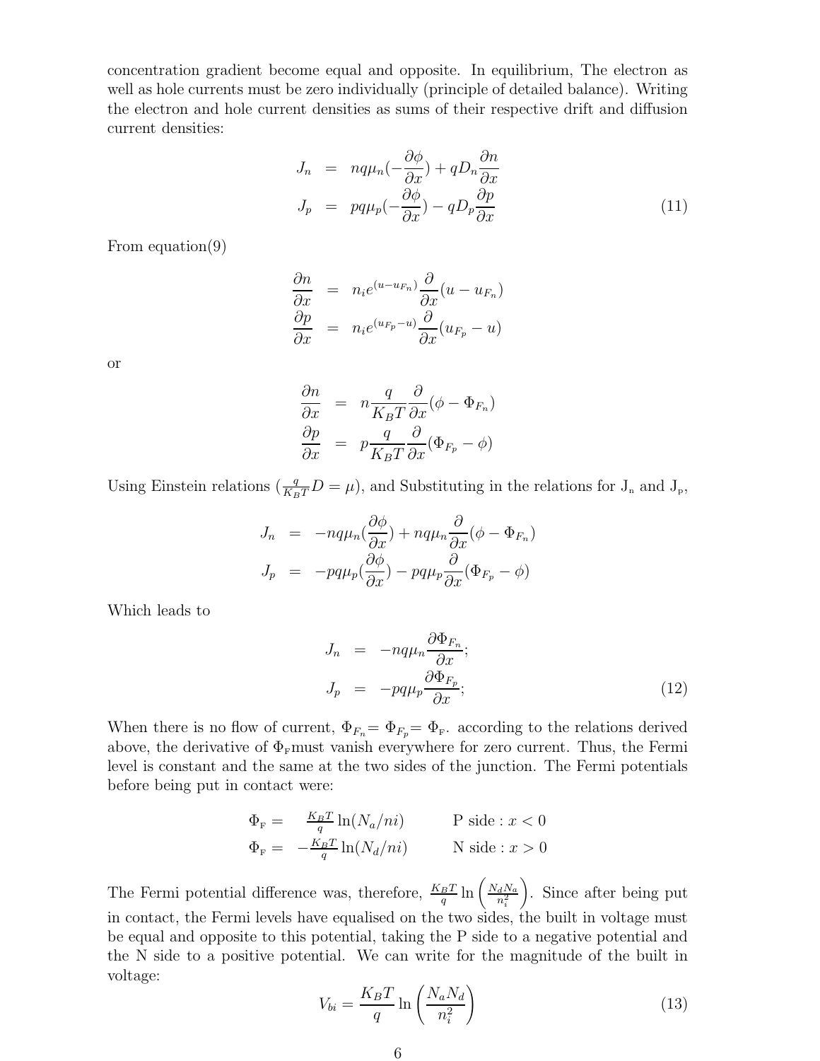concentration gradient become equal and opposite. In equilibrium, The electron as well as hole currents must be zero individually (principle of detailed balance). Writing the electron and hole current densities as sums of their respective drift and diffusion current densities:

$$
\begin{aligned}
J_n &= nq\mu_n(-\frac{\partial \phi}{\partial x}) + qD_n\frac{\partial n}{\partial x} \\
J_p &= pq\mu_p(-\frac{\partial \phi}{\partial x}) - qD_p\frac{\partial p}{\partial x}
\end{aligned}
\tag{11}
$$

From equation(9)

$$
\begin{aligned}
\frac{\partial n}{\partial x} &= n_i e^{(u-u_{F_n})}\frac{\partial}{\partial x}(u - u_{F_n}) \\
\frac{\partial p}{\partial x} &= n_i e^{(u_{F_p}-u)}\frac{\partial}{\partial x}(u_{F_p} - u)
\end{aligned}
$$

or

$$
\begin{aligned}
\frac{\partial n}{\partial x} &= n\frac{q}{K_BT}\frac{\partial}{\partial x}(\phi - \Phi_{F_n}) \\
\frac{\partial p}{\partial x} &= p\frac{q}{K_BT}\frac{\partial}{\partial x}(\Phi_{F_p} - \phi)
\end{aligned}
$$

Using Einstein relations ($\frac{q}{K_BT}D = \mu$), and Substituting in the relations for $J_n$ and $J_p$,

$$
\begin{aligned}
J_n &= -nq\mu_n(\frac{\partial \phi}{\partial x}) + nq\mu_n\frac{\partial}{\partial x}(\phi - \Phi_{F_n}) \\
J_p &= -pq\mu_p(\frac{\partial \phi}{\partial x}) - pq\mu_p\frac{\partial}{\partial x}(\Phi_{F_p} - \phi)
\end{aligned}
$$

Which leads to

$$
\begin{aligned}
J_n &= -nq\mu_n\frac{\partial \Phi_{F_n}}{\partial x}; \\
J_p &= -pq\mu_p\frac{\partial \Phi_{F_p}}{\partial x};
\end{aligned}
\tag{12}
$$

When there is no flow of current, $\Phi_{F_n} = \Phi_{F_p} = \Phi_F$. according to the relations derived above, the derivative of $\Phi_F$must vanish everywhere for zero current. Thus, the Fermi level is constant and the same at the two sides of the junction. The Fermi potentials before being put in contact were:

$$
\begin{aligned}
\Phi_F &= \frac{K_BT}{q}\ln(N_a/ni) \qquad &\text{P side} : x < 0 \\
\Phi_F &= -\frac{K_BT}{q}\ln(N_d/ni) \qquad &\text{N side} : x > 0
\end{aligned}
$$

The Fermi potential difference was, therefore, $\frac{K_BT}{q}\ln\left(\frac{N_dN_a}{n_i^2}\right)$. Since after being put in contact, the Fermi levels have equalised on the two sides, the built in voltage must be equal and opposite to this potential, taking the P side to a negative potential and the N side to a positive potential. We can write for the magnitude of the built in voltage:

$$
V_{bi} = \frac{K_BT}{q}\ln\left(\frac{N_aN_d}{n_i^2}\right) \tag{13}
$$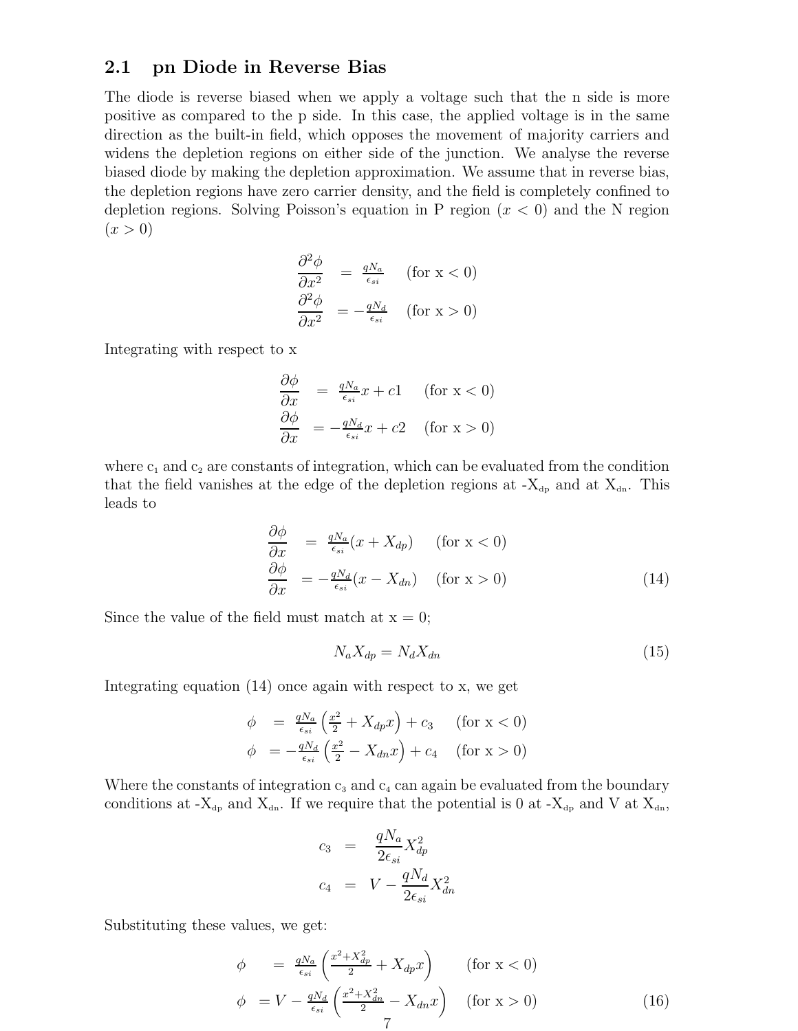## 2.1 pn Diode in Reverse Bias

The diode is reverse biased when we apply a voltage such that the n side is more positive as compared to the p side. In this case, the applied voltage is in the same direction as the built-in field, which opposes the movement of majority carriers and widens the depletion regions on either side of the junction. We analyse the reverse biased diode by making the depletion approximation. We assume that in reverse bias, the depletion regions have zero carrier density, and the field is completely confined to depletion regions. Solving Poisson's equation in P region ($x < 0$) and the N region ($x > 0$)

$$
\begin{aligned}
\frac{\partial^2 \phi}{\partial x^2} &= \frac{qN_a}{\epsilon_{si}} \quad \text{(for x < 0)} \\
\frac{\partial^2 \phi}{\partial x^2} &= -\frac{qN_d}{\epsilon_{si}} \quad \text{(for x > 0)}
\end{aligned}
$$

Integrating with respect to x

$$
\begin{aligned}
\frac{\partial \phi}{\partial x} &= \frac{qN_a}{\epsilon_{si}} x + c1 \quad \text{(for x < 0)} \\
\frac{\partial \phi}{\partial x} &= -\frac{qN_d}{\epsilon_{si}} x + c2 \quad \text{(for x > 0)}
\end{aligned}
$$

where $c_1$ and $c_2$ are constants of integration, which can be evaluated from the condition that the field vanishes at the edge of the depletion regions at $-X_{dp}$ and at $X_{dn}$. This leads to

$$
\begin{aligned}
\frac{\partial \phi}{\partial x} &= \frac{qN_a}{\epsilon_{si}} (x + X_{dp}) \quad \text{(for x < 0)} \\
\frac{\partial \phi}{\partial x} &= -\frac{qN_d}{\epsilon_{si}} (x - X_{dn}) \quad \text{(for x > 0)}
\end{aligned}
\tag{14}
$$

Since the value of the field must match at x = 0;

$$
N_a X_{dp} = N_d X_{dn} \tag{15}
$$

Integrating equation (14) once again with respect to x, we get

$$
\begin{aligned}
\phi &= \frac{qN_a}{\epsilon_{si}} \left( \frac{x^2}{2} + X_{dp} x \right) + c_3 \quad \text{(for x < 0)} \\
\phi &= -\frac{qN_d}{\epsilon_{si}} \left( \frac{x^2}{2} - X_{dn} x \right) + c_4 \quad \text{(for x > 0)}
\end{aligned}
$$

Where the constants of integration $c_3$ and $c_4$ can again be evaluated from the boundary conditions at $-X_{dp}$ and $X_{dn}$. If we require that the potential is 0 at $-X_{dp}$ and V at $X_{dn}$,

$$
\begin{aligned}
c_3 &= \frac{qN_a}{2\epsilon_{si}} X_{dp}^2 \\
c_4 &= V - \frac{qN_d}{2\epsilon_{si}} X_{dn}^2
\end{aligned}
$$

Substituting these values, we get:

$$
\begin{aligned}
\phi &= \frac{qN_a}{\epsilon_{si}} \left( \frac{x^2 + X_{dp}^2}{2} + X_{dp} x \right) \quad \text{(for x < 0)} \\
\phi &= V - \frac{qN_d}{\epsilon_{si}} \left( \frac{x^2 + X_{dn}^2}{2} - X_{dn} x \right) \quad \text{(for x > 0)}
\end{aligned}
\tag{16}
$$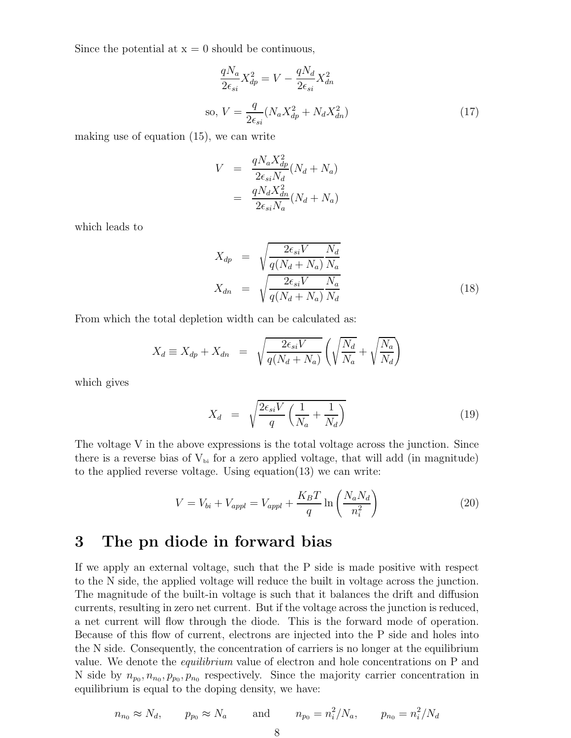Since the potential at x = 0 should be continuous,

$$\frac{qN_a}{2\epsilon_{si}}X_{dp}^2 = V - \frac{qN_d}{2\epsilon_{si}}X_{dn}^2$$

$$\text{so, } V = \frac{q}{2\epsilon_{si}}(N_a X_{dp}^2 + N_d X_{dn}^2) \tag{17}$$

making use of equation (15), we can write

$$\begin{aligned} V &= \frac{qN_a X_{dp}^2}{2\epsilon_{si} N_d}(N_d + N_a) \\ &= \frac{qN_d X_{dn}^2}{2\epsilon_{si} N_a}(N_d + N_a) \end{aligned}$$

which leads to

$$\begin{aligned} X_{dp} &= \sqrt{\frac{2\epsilon_{si} V}{q(N_d + N_a)} \frac{N_d}{N_a}} \\ X_{dn} &= \sqrt{\frac{2\epsilon_{si} V}{q(N_d + N_a)} \frac{N_a}{N_d}} \end{aligned} \tag{18}$$

From which the total depletion width can be calculated as:

$$X_d \equiv X_{dp} + X_{dn} = \sqrt{\frac{2\epsilon_{si} V}{q(N_d + N_a)}} \left( \sqrt{\frac{N_d}{N_a}} + \sqrt{\frac{N_a}{N_d}} \right)$$

which gives

$$X_d = \sqrt{\frac{2\epsilon_{si} V}{q} \left( \frac{1}{N_a} + \frac{1}{N_d} \right)} \tag{19}$$

The voltage V in the above expressions is the total voltage across the junction. Since there is a reverse bias of $V_{bi}$ for a zero applied voltage, that will add (in magnitude) to the applied reverse voltage. Using equation(13) we can write:

$$V = V_{bi} + V_{appl} = V_{appl} + \frac{K_B T}{q} \ln \left( \frac{N_a N_d}{n_i^2} \right) \tag{20}$$

## 3 The pn diode in forward bias

If we apply an external voltage, such that the P side is made positive with respect to the N side, the applied voltage will reduce the built in voltage across the junction. The magnitude of the built-in voltage is such that it balances the drift and diffusion currents, resulting in zero net current. But if the voltage across the junction is reduced, a net current will flow through the diode. This is the forward mode of operation. Because of this flow of current, electrons are injected into the P side and holes into the N side. Consequently, the concentration of carriers is no longer at the equilibrium value. We denote the *equilibrium* value of electron and hole concentrations on P and N side by $n_{p_0}, n_{n_0}, p_{p_0}, p_{n_0}$ respectively. Since the majority carrier concentration in equilibrium is equal to the doping density, we have:

$$n_{n_0} \approx N_d, \qquad p_{p_0} \approx N_a \qquad \text{and} \qquad n_{p_0} = n_i^2/N_a, \qquad p_{n_0} = n_i^2/N_d$$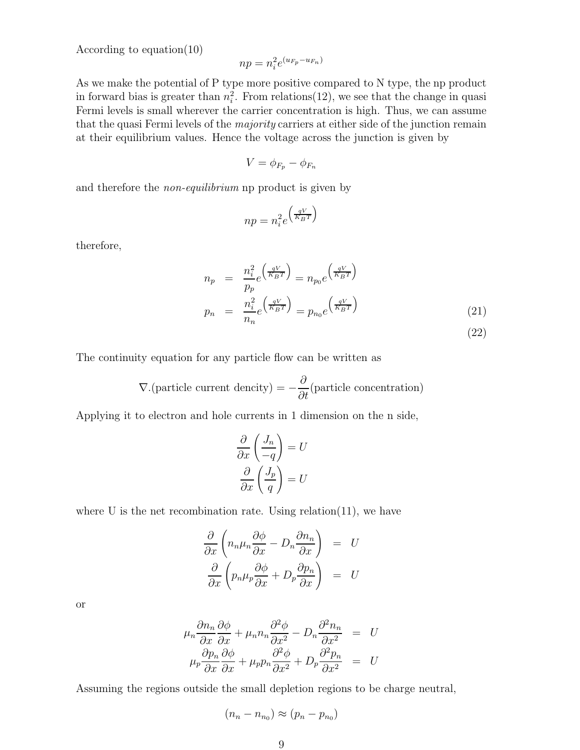According to equation(10)

$$np = n_i^2 e^{(u_{F_p} - u_{F_n})}$$

As we make the potential of P type more positive compared to N type, the np product in forward bias is greater than $n_i^2$. From relations(12), we see that the change in quasi Fermi levels is small wherever the carrier concentration is high. Thus, we can assume that the quasi Fermi levels of the *majority* carriers at either side of the junction remain at their equilibrium values. Hence the voltage across the junction is given by

$$V = \phi_{F_p} - \phi_{F_n}$$

and therefore the *non-equilibrium* np product is given by

$$np = n_i^2 e^{\left(\frac{qV}{K_B T}\right)}$$

therefore,

$$\begin{aligned}
n_p &= \frac{n_i^2}{p_p} e^{\left(\frac{qV}{K_B T}\right)} = n_{p_0} e^{\left(\frac{qV}{K_B T}\right)} \\
p_n &= \frac{n_i^2}{n_n} e^{\left(\frac{qV}{K_B T}\right)} = p_{n_0} e^{\left(\frac{qV}{K_B T}\right)} \qquad (21)
\end{aligned}$$

$$(22)$$

The continuity equation for any particle flow can be written as

$$\nabla.(\text{particle current dencity}) = -\frac{\partial}{\partial t}(\text{particle concentration})$$

Applying it to electron and hole currents in 1 dimension on the n side,

$$\frac{\partial}{\partial x}\left(\frac{J_n}{-q}\right) = U$$

$$\frac{\partial}{\partial x}\left(\frac{J_p}{q}\right) = U$$

where U is the net recombination rate. Using relation(11), we have

$$\begin{aligned}
\frac{\partial}{\partial x}\left(n_n \mu_n \frac{\partial \phi}{\partial x} - D_n \frac{\partial n_n}{\partial x}\right) &= U \\
\frac{\partial}{\partial x}\left(p_n \mu_p \frac{\partial \phi}{\partial x} + D_p \frac{\partial p_n}{\partial x}\right) &= U
\end{aligned}$$

or

$$\begin{aligned}
\mu_n \frac{\partial n_n}{\partial x}\frac{\partial \phi}{\partial x} + \mu_n n_n \frac{\partial^2 \phi}{\partial x^2} - D_n \frac{\partial^2 n_n}{\partial x^2} &= U \\
\mu_p \frac{\partial p_n}{\partial x}\frac{\partial \phi}{\partial x} + \mu_p p_n \frac{\partial^2 \phi}{\partial x^2} + D_p \frac{\partial^2 p_n}{\partial x^2} &= U
\end{aligned}$$

Assuming the regions outside the small depletion regions to be charge neutral,

$$(n_n - n_{n_0}) \approx (p_n - p_{n_0})$$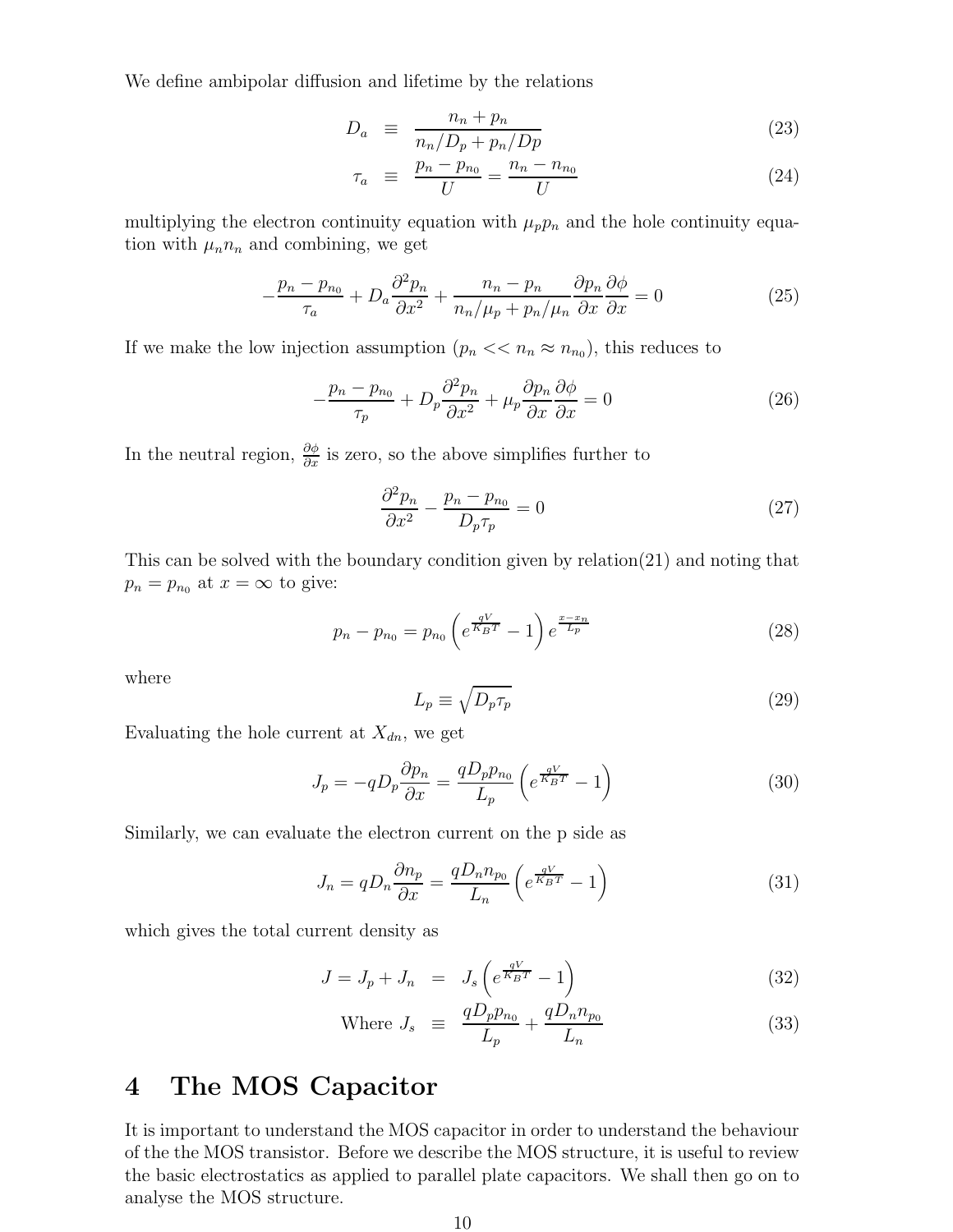We define ambipolar diffusion and lifetime by the relations

$$D_a \equiv \frac{n_n + p_n}{n_n/D_p + p_n/Dp} \tag{23}$$

$$\tau_a \equiv \frac{p_n - p_{n_0}}{U} = \frac{n_n - n_{n_0}}{U} \tag{24}$$

multiplying the electron continuity equation with $\mu_p p_n$ and the hole continuity equation with $\mu_n n_n$ and combining, we get

$$-\frac{p_n - p_{n_0}}{\tau_a} + D_a \frac{\partial^2 p_n}{\partial x^2} + \frac{n_n - p_n}{n_n/\mu_p + p_n/\mu_n} \frac{\partial p_n}{\partial x} \frac{\partial \phi}{\partial x} = 0 \tag{25}$$

If we make the low injection assumption ($p_n << n_n \approx n_{n_0}$), this reduces to

$$-\frac{p_n - p_{n_0}}{\tau_p} + D_p \frac{\partial^2 p_n}{\partial x^2} + \mu_p \frac{\partial p_n}{\partial x} \frac{\partial \phi}{\partial x} = 0 \tag{26}$$

In the neutral region, $\frac{\partial \phi}{\partial x}$ is zero, so the above simplifies further to

$$\frac{\partial^2 p_n}{\partial x^2} - \frac{p_n - p_{n_0}}{D_p \tau_p} = 0 \tag{27}$$

This can be solved with the boundary condition given by relation(21) and noting that $p_n = p_{n_0}$ at $x = \infty$ to give:

$$p_n - p_{n_0} = p_{n_0} \left( e^{\frac{qV}{K_B T}} - 1 \right) e^{\frac{x - x_n}{L_p}} \tag{28}$$

where

$$L_p \equiv \sqrt{D_p \tau_p} \tag{29}$$

Evaluating the hole current at $X_{dn}$, we get

$$J_p = -q D_p \frac{\partial p_n}{\partial x} = \frac{q D_p p_{n_0}}{L_p} \left( e^{\frac{qV}{K_B T}} - 1 \right) \tag{30}$$

Similarly, we can evaluate the electron current on the p side as

$$J_n = q D_n \frac{\partial n_p}{\partial x} = \frac{q D_n n_{p_0}}{L_n} \left( e^{\frac{qV}{K_B T}} - 1 \right) \tag{31}$$

which gives the total current density as

$$J = J_p + J_n = J_s \left( e^{\frac{qV}{K_B T}} - 1 \right) \tag{32}$$

$$\text{Where } J_s \equiv \frac{q D_p p_{n_0}}{L_p} + \frac{q D_n n_{p_0}}{L_n} \tag{33}$$

# 4 The MOS Capacitor

It is important to understand the MOS capacitor in order to understand the behaviour of the the MOS transistor. Before we describe the MOS structure, it is useful to review the basic electrostatics as applied to parallel plate capacitors. We shall then go on to analyse the MOS structure.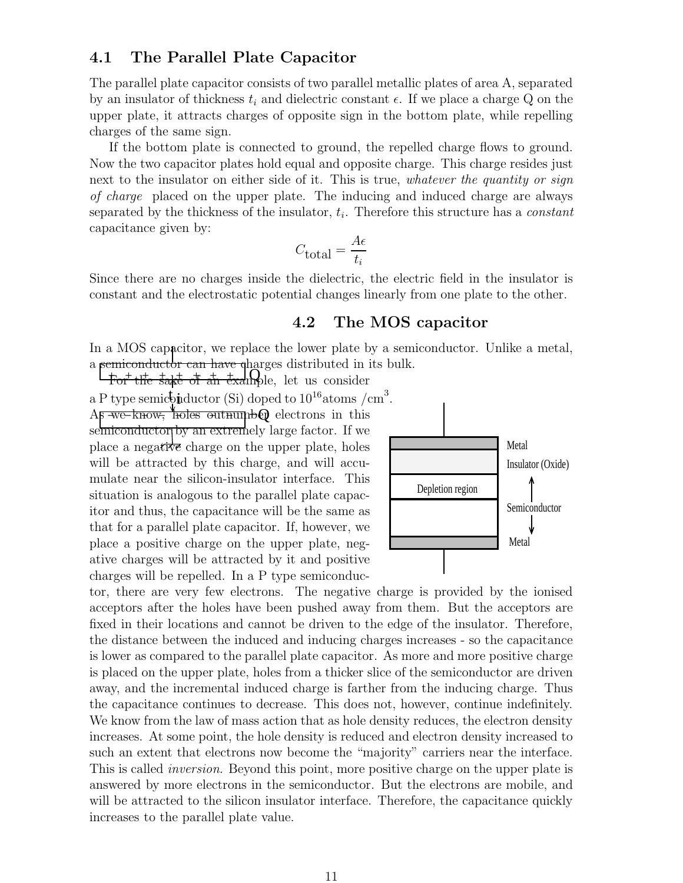## 4.1 The Parallel Plate Capacitor

The parallel plate capacitor consists of two parallel metallic plates of area A, separated by an insulator of thickness $t_i$ and dielectric constant $\epsilon$. If we place a charge Q on the upper plate, it attracts charges of opposite sign in the bottom plate, while repelling charges of the same sign.

If the bottom plate is connected to ground, the repelled charge flows to ground. Now the two capacitor plates hold equal and opposite charge. This charge resides just next to the insulator on either side of it. This is true, *whatever the quantity or sign of charge* placed on the upper plate. The inducing and induced charge are always separated by the thickness of the insulator, $t_i$. Therefore this structure has a *constant* capacitance given by:

$$C_{\text{total}} = \frac{A\epsilon}{t_i}$$

Since there are no charges inside the dielectric, the electric field in the insulator is constant and the electrostatic potential changes linearly from one plate to the other.

## 4.2 The MOS capacitor

In a MOS capacitor, we replace the lower plate by a semiconductor. Unlike a metal, a semiconductor can have charges distributed in its bulk.

For the sake of an example, let us consider a P type semiconductor (Si) doped to $10^{16}$atoms $/\text{cm}^3$. As we know, holes outnumber electrons in this semiconductor by an extremely large factor. If we place a negative charge on the upper plate, holes will be attracted by this charge, and will accumulate near the silicon-insulator interface. This situation is analogous to the parallel plate capacitor and thus, the capacitance will be the same as that for a parallel plate capacitor. If, however, we place a positive charge on the upper plate, negative charges will be attracted by it and positive charges will be repelled. In a P type semiconductor, there are very few electrons. The negative charge is provided by the ionised acceptors after the holes have been pushed away from them. But the acceptors are fixed in their locations and cannot be driven to the edge of the insulator. Therefore, the distance between the induced and inducing charges increases - so the capacitance is lower as compared to the parallel plate capacitor. As more and more positive charge is placed on the upper plate, holes from a thicker slice of the semiconductor are driven away, and the incremental induced charge is farther from the inducing charge. Thus the capacitance continues to decrease. This does not, however, continue indefinitely. We know from the law of mass action that as hole density reduces, the electron density increases. At some point, the hole density is reduced and electron density increased to such an extent that electrons now become the "majority" carriers near the interface. This is called *inversion.* Beyond this point, more positive charge on the upper plate is answered by more electrons in the semiconductor. But the electrons are mobile, and will be attracted to the silicon insulator interface. Therefore, the capacitance quickly increases to the parallel plate value.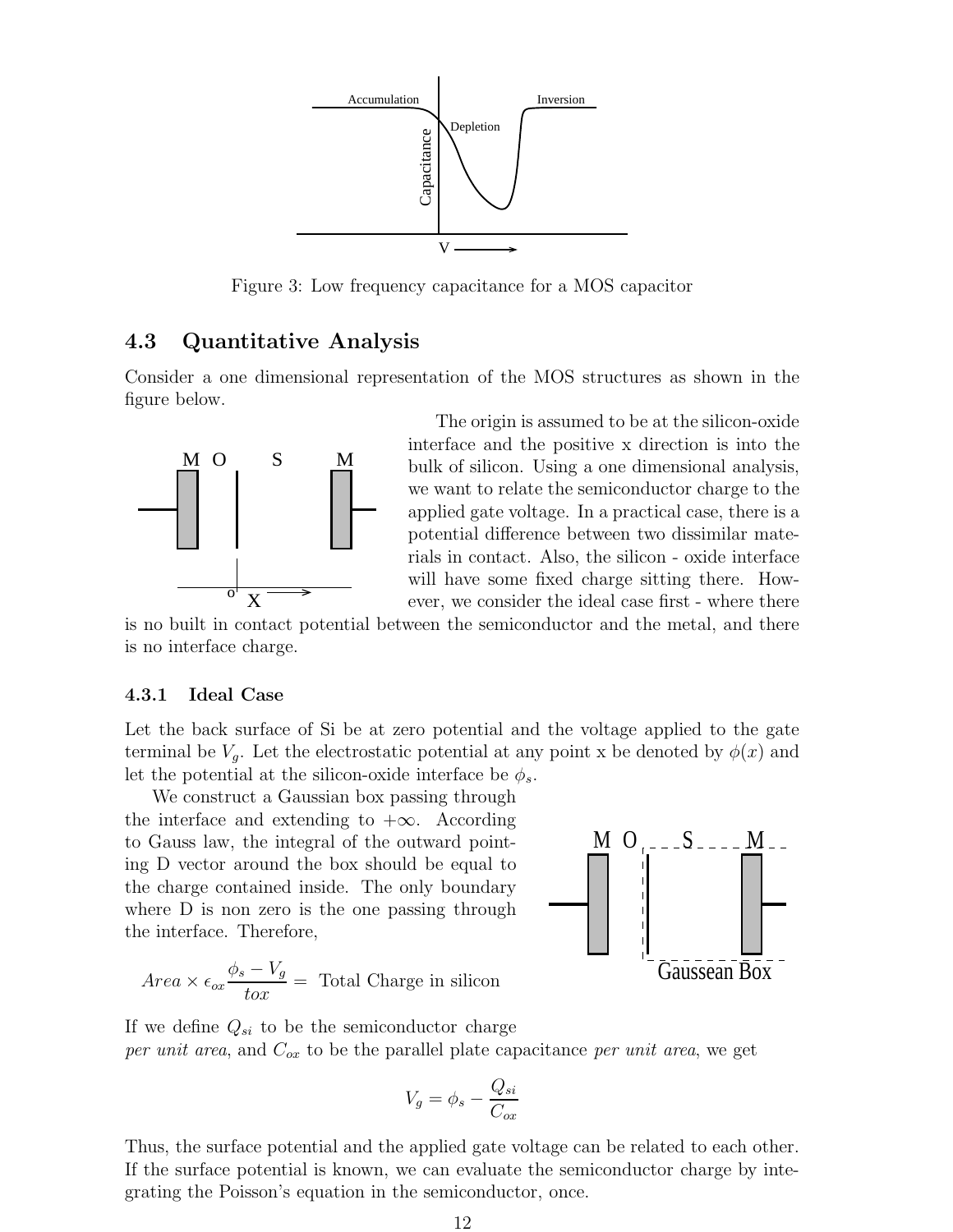Figure 3: Low frequency capacitance for a MOS capacitor

## 4.3 Quantitative Analysis

Consider a one dimensional representation of the MOS structures as shown in the figure below.

The origin is assumed to be at the silicon-oxide interface and the positive x direction is into the bulk of silicon. Using a one dimensional analysis, we want to relate the semiconductor charge to the applied gate voltage. In a practical case, there is a potential difference between two dissimilar materials in contact. Also, the silicon - oxide interface will have some fixed charge sitting there. However, we consider the ideal case first - where there is no built in contact potential between the semiconductor and the metal, and there is no interface charge.

### 4.3.1 Ideal Case

Let the back surface of Si be at zero potential and the voltage applied to the gate terminal be $V_g$. Let the electrostatic potential at any point x be denoted by $\phi(x)$ and let the potential at the silicon-oxide interface be $\phi_s$.

We construct a Gaussian box passing through the interface and extending to $+\infty$. According to Gauss law, the integral of the outward pointing D vector around the box should be equal to the charge contained inside. The only boundary where D is non zero is the one passing through the interface. Therefore,

$$Area \times \epsilon_{ox} \frac{\phi_s - V_g}{tox} = \text{ Total Charge in silicon}$$

If we define $Q_{si}$ to be the semiconductor charge *per unit area*, and $C_{ox}$ to be the parallel plate capacitance *per unit area*, we get

$$V_g = \phi_s - \frac{Q_{si}}{C_{ox}}$$

Thus, the surface potential and the applied gate voltage can be related to each other. If the surface potential is known, we can evaluate the semiconductor charge by integrating the Poisson's equation in the semiconductor, once.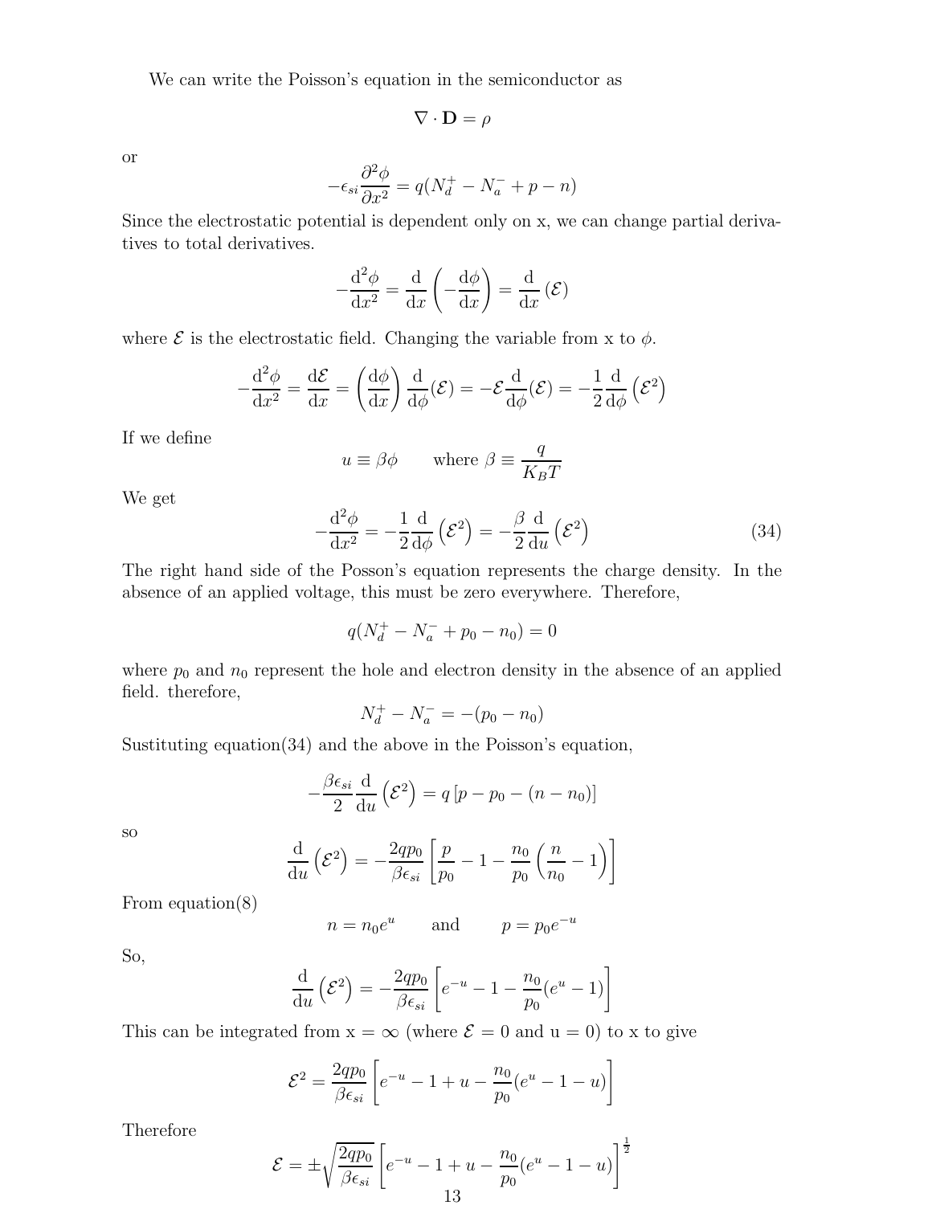We can write the Poisson's equation in the semiconductor as

$$\nabla \cdot \mathbf{D} = \rho$$

or

$$-\epsilon_{si}\frac{\partial^2 \phi}{\partial x^2} = q(N_d^+ - N_a^- + p - n)$$

Since the electrostatic potential is dependent only on x, we can change partial derivatives to total derivatives.

$$-\frac{\mathrm{d}^2\phi}{\mathrm{d}x^2} = \frac{\mathrm{d}}{\mathrm{d}x}\left(-\frac{\mathrm{d}\phi}{\mathrm{d}x}\right) = \frac{\mathrm{d}}{\mathrm{d}x}\left(\mathcal{E}\right)$$

where $\mathcal{E}$ is the electrostatic field. Changing the variable from x to $\phi$.

$$-\frac{\mathrm{d}^2\phi}{\mathrm{d}x^2} = \frac{\mathrm{d}\mathcal{E}}{\mathrm{d}x} = \left(\frac{\mathrm{d}\phi}{\mathrm{d}x}\right)\frac{\mathrm{d}}{\mathrm{d}\phi}(\mathcal{E}) = -\mathcal{E}\frac{\mathrm{d}}{\mathrm{d}\phi}(\mathcal{E}) = -\frac{1}{2}\frac{\mathrm{d}}{\mathrm{d}\phi}\left(\mathcal{E}^2\right)$$

If we define

$$u \equiv \beta\phi \qquad \text{where } \beta \equiv \frac{q}{K_B T}$$

We get

$$-\frac{\mathrm{d}^2\phi}{\mathrm{d}x^2} = -\frac{1}{2}\frac{\mathrm{d}}{\mathrm{d}\phi}\left(\mathcal{E}^2\right) = -\frac{\beta}{2}\frac{\mathrm{d}}{\mathrm{d}u}\left(\mathcal{E}^2\right) \tag{34}$$

The right hand side of the Posson's equation represents the charge density. In the absence of an applied voltage, this must be zero everywhere. Therefore,

$$q(N_d^+ - N_a^- + p_0 - n_0) = 0$$

where $p_0$ and $n_0$ represent the hole and electron density in the absence of an applied field. therefore,

$$N_d^+ - N_a^- = -(p_0 - n_0)$$

Sustituting equation(34) and the above in the Poisson's equation,

$$-\frac{\beta\epsilon_{si}}{2}\frac{\mathrm{d}}{\mathrm{d}u}\left(\mathcal{E}^2\right) = q\left[p - p_0 - (n - n_0)\right]$$

so

$$\frac{\mathrm{d}}{\mathrm{d}u}\left(\mathcal{E}^2\right) = -\frac{2qp_0}{\beta\epsilon_{si}}\left[\frac{p}{p_0} - 1 - \frac{n_0}{p_0}\left(\frac{n}{n_0} - 1\right)\right]$$

From equation(8)

$$n = n_0 e^u \qquad \text{and} \qquad p = p_0 e^{-u}$$

So,

$$\frac{\mathrm{d}}{\mathrm{d}u}\left(\mathcal{E}^2\right) = -\frac{2qp_0}{\beta\epsilon_{si}}\left[e^{-u} - 1 - \frac{n_0}{p_0}(e^u - 1)\right]$$

This can be integrated from x = $\infty$ (where $\mathcal{E} = 0$ and u = 0) to x to give

$$\mathcal{E}^2 = \frac{2qp_0}{\beta\epsilon_{si}}\left[e^{-u} - 1 + u - \frac{n_0}{p_0}(e^u - 1 - u)\right]$$

Therefore

$$\mathcal{E} = \pm\sqrt{\frac{2qp_0}{\beta\epsilon_{si}}}\left[e^{-u} - 1 + u - \frac{n_0}{p_0}(e^u - 1 - u)\right]^{\frac{1}{2}}$$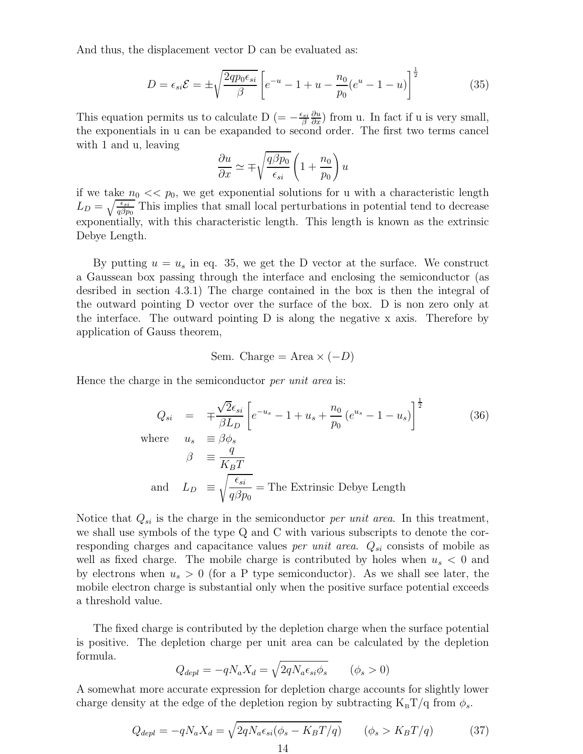And thus, the displacement vector D can be evaluated as:

$$D = \epsilon_{si}\mathcal{E} = \pm\sqrt{\frac{2qp_0\epsilon_{si}}{\beta}}\left[e^{-u} - 1 + u - \frac{n_0}{p_0}(e^{u} - 1 - u)\right]^{\frac{1}{2}} \tag{35}$$

This equation permits us to calculate D ($= -\frac{\epsilon_{si}}{\beta}\frac{\partial u}{\partial x}$) from u. In fact if u is very small, the exponentials in u can be exapanded to second order. The first two terms cancel with 1 and u, leaving

$$\frac{\partial u}{\partial x} \simeq \mp\sqrt{\frac{q\beta p_0}{\epsilon_{si}}}\left(1 + \frac{n_0}{p_0}\right)u$$

if we take $n_0 << p_0$, we get exponential solutions for u with a characteristic length $L_D = \sqrt{\frac{\epsilon_{si}}{q\beta p_0}}$ This implies that small local perturbations in potential tend to decrease exponentially, with this characteristic length. This length is known as the extrinsic Debye Length.

By putting $u = u_s$ in eq. 35, we get the D vector at the surface. We construct a Gaussean box passing through the interface and enclosing the semiconductor (as desribed in section 4.3.1) The charge contained in the box is then the integral of the outward pointing D vector over the surface of the box. D is non zero only at the interface. The outward pointing D is along the negative x axis. Therefore by application of Gauss theorem,

$$\text{Sem. Charge} = \text{Area} \times (-D)$$

Hence the charge in the semiconductor *per unit area* is:

$$\begin{aligned}
Q_{si} &= \mp\frac{\sqrt{2}\epsilon_{si}}{\beta L_D}\left[e^{-u_s} - 1 + u_s + \frac{n_0}{p_0}\left(e^{u_s} - 1 - u_s\right)\right]^{\frac{1}{2}} \qquad (36)\\
\text{where} \quad u_s &\equiv \beta\phi_s\\
\beta &\equiv \frac{q}{K_BT}\\
\text{and} \quad L_D &\equiv \sqrt{\frac{\epsilon_{si}}{q\beta p_0}} = \text{The Extrinsic Debye Length}
\end{aligned}$$

Notice that $Q_{si}$ is the charge in the semiconductor *per unit area*. In this treatment, we shall use symbols of the type Q and C with various subscripts to denote the corresponding charges and capacitance values *per unit area*. $Q_{si}$ consists of mobile as well as fixed charge. The mobile charge is contributed by holes when $u_s < 0$ and by electrons when $u_s > 0$ (for a P type semiconductor). As we shall see later, the mobile electron charge is substantial only when the positive surface potential exceeds a threshold value.

The fixed charge is contributed by the depletion charge when the surface potential is positive. The depletion charge per unit area can be calculated by the depletion formula.

$$Q_{depl} = -qN_aX_d = \sqrt{2qN_a\epsilon_{si}\phi_s} \qquad (\phi_s > 0)$$

A somewhat more accurate expression for depletion charge accounts for slightly lower charge density at the edge of the depletion region by subtracting $K_BT/q$ from $\phi_s$.

$$Q_{depl} = -qN_aX_d = \sqrt{2qN_a\epsilon_{si}(\phi_s - K_BT/q)} \qquad (\phi_s > K_BT/q) \tag{37}$$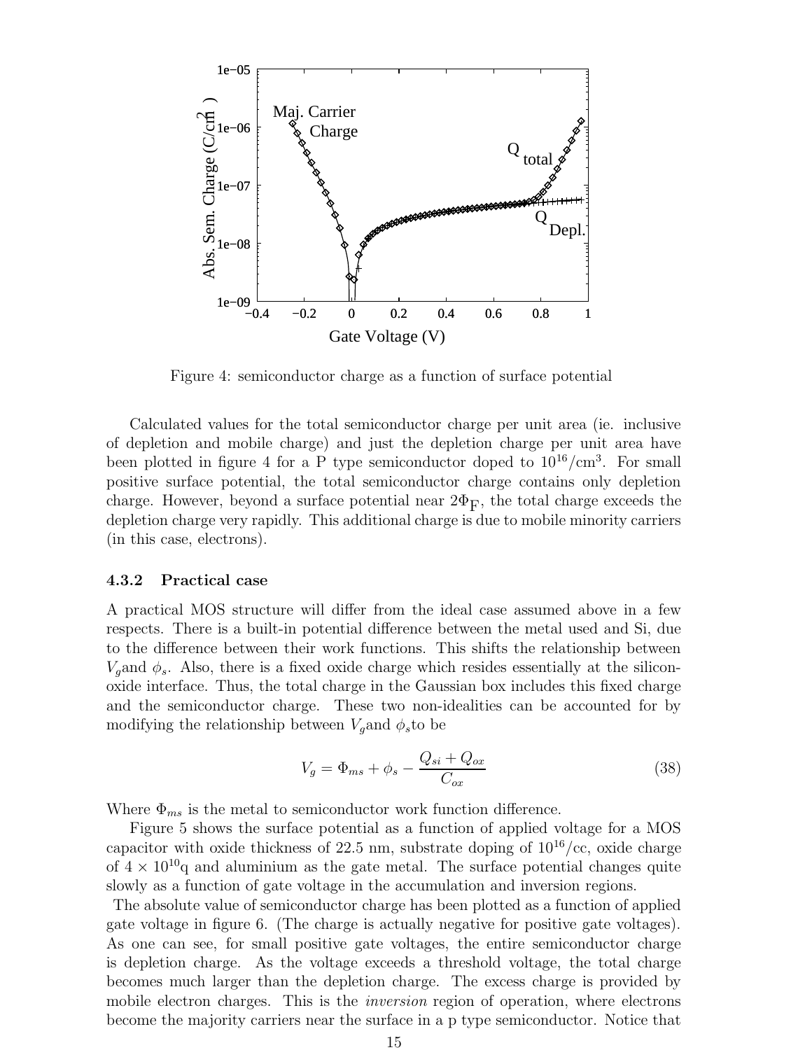Figure 4: semiconductor charge as a function of surface potential

Calculated values for the total semiconductor charge per unit area (ie. inclusive of depletion and mobile charge) and just the depletion charge per unit area have been plotted in figure 4 for a P type semiconductor doped to $10^{16}/\text{cm}^3$. For small positive surface potential, the total semiconductor charge contains only depletion charge. However, beyond a surface potential near $2\Phi_F$, the total charge exceeds the depletion charge very rapidly. This additional charge is due to mobile minority carriers (in this case, electrons).

### 4.3.2 Practical case

A practical MOS structure will differ from the ideal case assumed above in a few respects. There is a built-in potential difference between the metal used and Si, due to the difference between their work functions. This shifts the relationship between $V_g$and $\phi_s$. Also, there is a fixed oxide charge which resides essentially at the silicon-oxide interface. Thus, the total charge in the Gaussian box includes this fixed charge and the semiconductor charge. These two non-idealities can be accounted for by modifying the relationship between $V_g$and $\phi_s$to be

$$V_g = \Phi_{ms} + \phi_s - \frac{Q_{si} + Q_{ox}}{C_{ox}} \tag{38}$$

Where $\Phi_{ms}$ is the metal to semiconductor work function difference.

Figure 5 shows the surface potential as a function of applied voltage for a MOS capacitor with oxide thickness of 22.5 nm, substrate doping of $10^{16}$/cc, oxide charge of $4 \times 10^{10}$q and aluminium as the gate metal. The surface potential changes quite slowly as a function of gate voltage in the accumulation and inversion regions.

The absolute value of semiconductor charge has been plotted as a function of applied gate voltage in figure 6. (The charge is actually negative for positive gate voltages). As one can see, for small positive gate voltages, the entire semiconductor charge is depletion charge. As the voltage exceeds a threshold voltage, the total charge becomes much larger than the depletion charge. The excess charge is provided by mobile electron charges. This is the *inversion* region of operation, where electrons become the majority carriers near the surface in a p type semiconductor. Notice that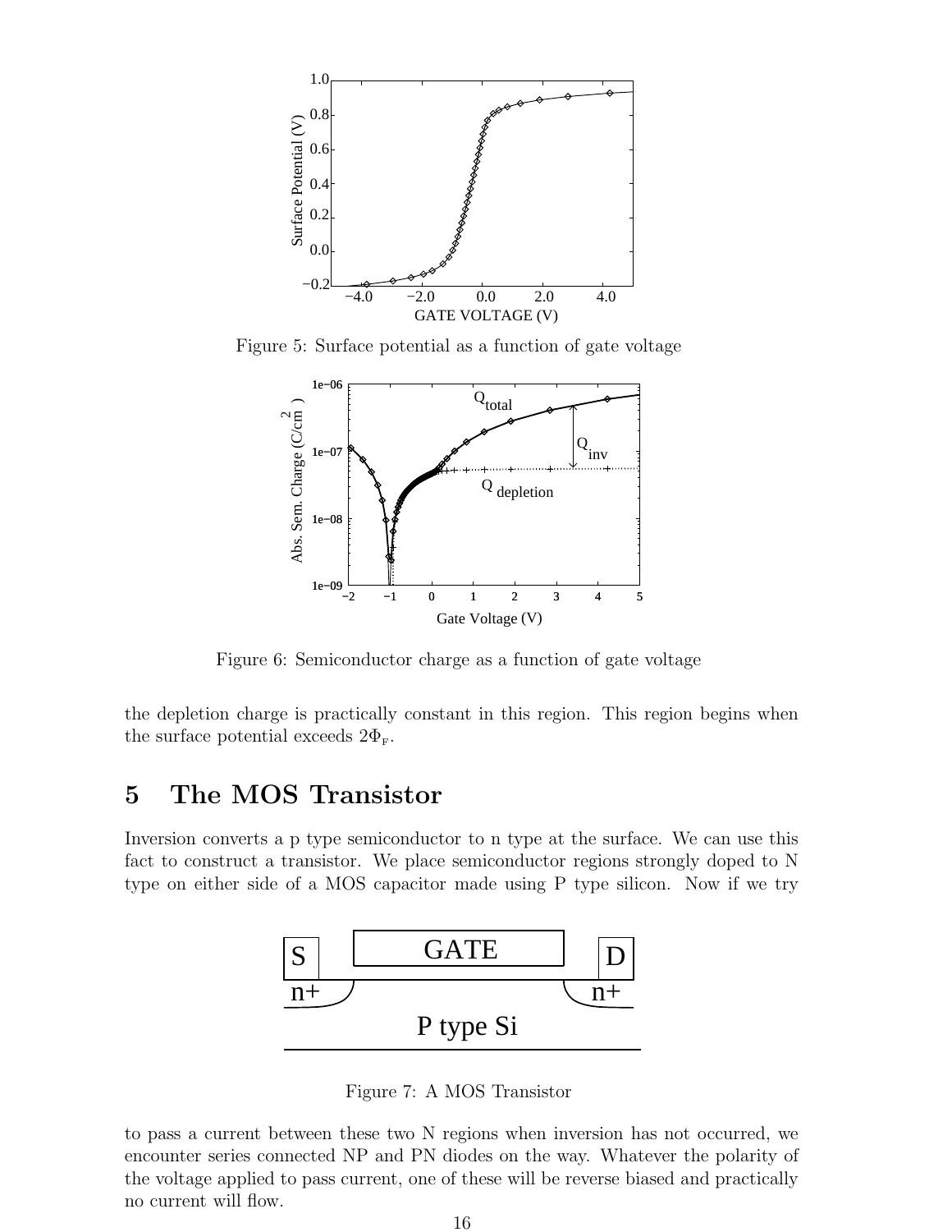Figure 5: Surface potential as a function of gate voltage

Figure 6: Semiconductor charge as a function of gate voltage

the depletion charge is practically constant in this region. This region begins when the surface potential exceeds $2\Phi_F$.

## 5 The MOS Transistor

Inversion converts a p type semiconductor to n type at the surface. We can use this fact to construct a transistor. We place semiconductor regions strongly doped to N type on either side of a MOS capacitor made using P type silicon. Now if we try

Figure 7: A MOS Transistor

to pass a current between these two N regions when inversion has not occurred, we encounter series connected NP and PN diodes on the way. Whatever the polarity of the voltage applied to pass current, one of these will be reverse biased and practically no current will flow.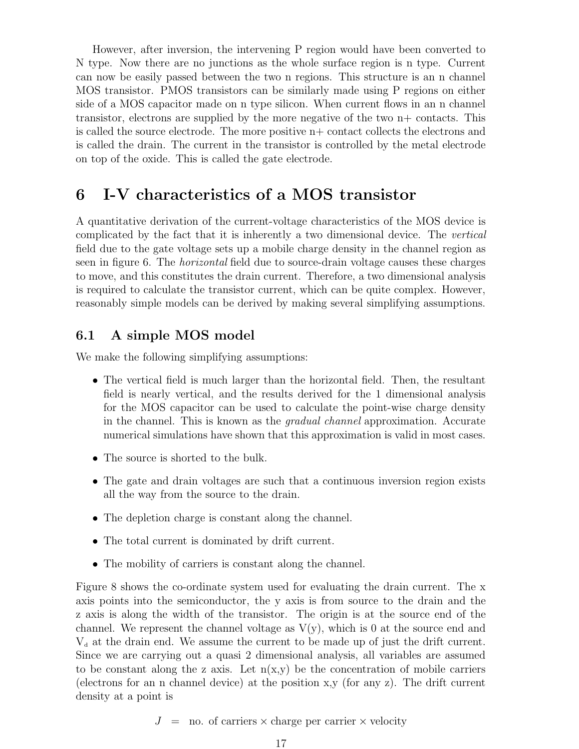However, after inversion, the intervening P region would have been converted to N type. Now there are no junctions as the whole surface region is n type. Current can now be easily passed between the two n regions. This structure is an n channel MOS transistor. PMOS transistors can be similarly made using P regions on either side of a MOS capacitor made on n type silicon. When current flows in an n channel transistor, electrons are supplied by the more negative of the two n+ contacts. This is called the source electrode. The more positive n+ contact collects the electrons and is called the drain. The current in the transistor is controlled by the metal electrode on top of the oxide. This is called the gate electrode.

# 6 I-V characteristics of a MOS transistor

A quantitative derivation of the current-voltage characteristics of the MOS device is complicated by the fact that it is inherently a two dimensional device. The *vertical* field due to the gate voltage sets up a mobile charge density in the channel region as seen in figure 6. The *horizontal* field due to source-drain voltage causes these charges to move, and this constitutes the drain current. Therefore, a two dimensional analysis is required to calculate the transistor current, which can be quite complex. However, reasonably simple models can be derived by making several simplifying assumptions.

## 6.1 A simple MOS model

We make the following simplifying assumptions:

- The vertical field is much larger than the horizontal field. Then, the resultant field is nearly vertical, and the results derived for the 1 dimensional analysis for the MOS capacitor can be used to calculate the point-wise charge density in the channel. This is known as the *gradual channel* approximation. Accurate numerical simulations have shown that this approximation is valid in most cases.
- The source is shorted to the bulk.
- The gate and drain voltages are such that a continuous inversion region exists all the way from the source to the drain.
- The depletion charge is constant along the channel.
- The total current is dominated by drift current.
- The mobility of carriers is constant along the channel.

Figure 8 shows the co-ordinate system used for evaluating the drain current. The x axis points into the semiconductor, the y axis is from source to the drain and the z axis is along the width of the transistor. The origin is at the source end of the channel. We represent the channel voltage as V(y), which is 0 at the source end and $V_d$ at the drain end. We assume the current to be made up of just the drift current. Since we are carrying out a quasi 2 dimensional analysis, all variables are assumed to be constant along the z axis. Let n(x,y) be the concentration of mobile carriers (electrons for an n channel device) at the position x,y (for any z). The drift current density at a point is

$$J = \text{no. of carriers} \times \text{charge per carrier} \times \text{velocity}$$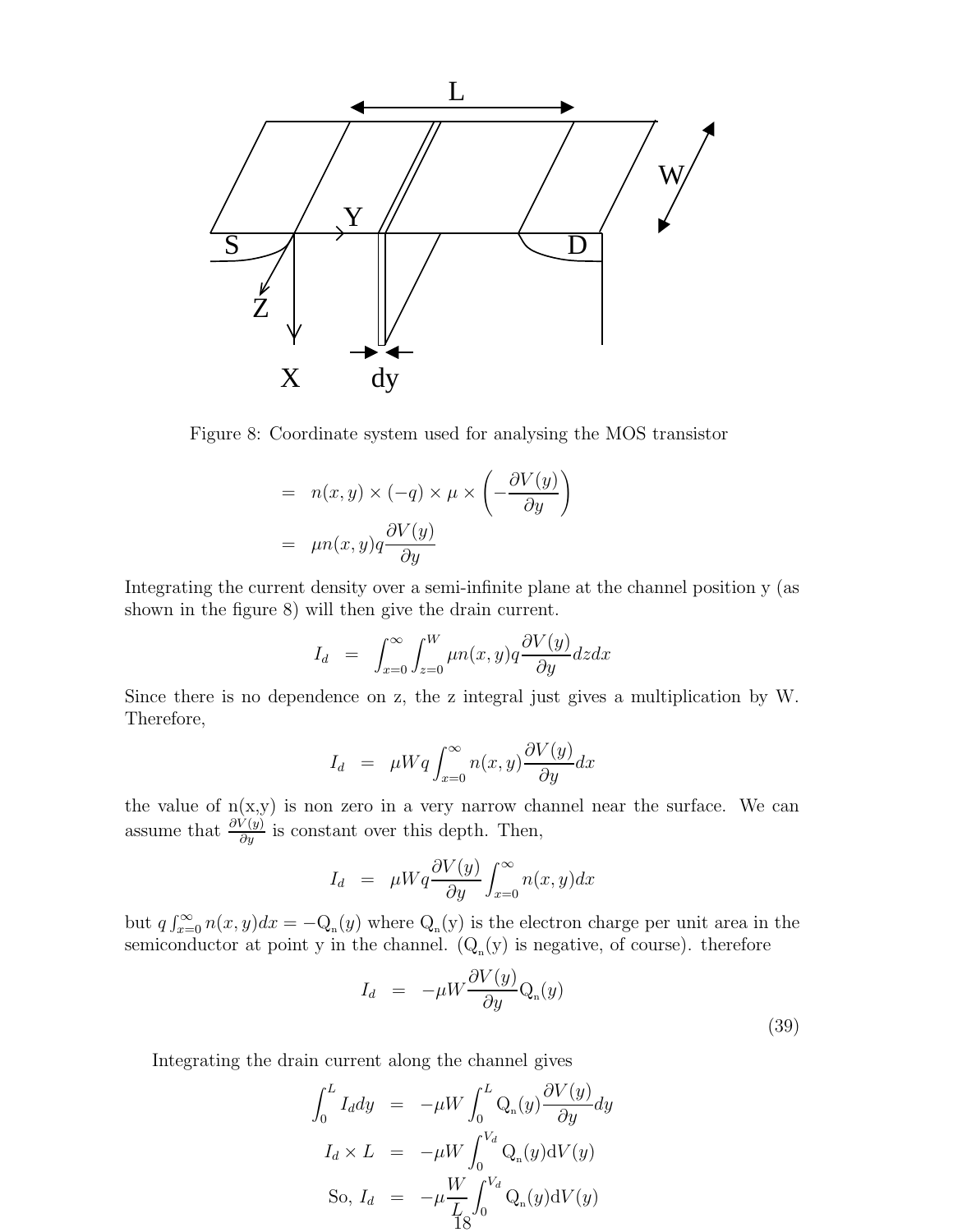Figure 8: Coordinate system used for analysing the MOS transistor

$$
\begin{aligned}
&= n(x,y) \times (-q) \times \mu \times \left(-\frac{\partial V(y)}{\partial y}\right) \\
&= \mu n(x,y) q \frac{\partial V(y)}{\partial y}
\end{aligned}
$$

Integrating the current density over a semi-infinite plane at the channel position y (as shown in the figure 8) will then give the drain current.

$$
I_d = \int_{x=0}^{\infty} \int_{z=0}^{W} \mu n(x,y) q \frac{\partial V(y)}{\partial y} dz dx
$$

Since there is no dependence on z, the z integral just gives a multiplication by W. Therefore,

$$
I_d = \mu W q \int_{x=0}^{\infty} n(x,y) \frac{\partial V(y)}{\partial y} dx
$$

the value of n(x,y) is non zero in a very narrow channel near the surface. We can assume that $\frac{\partial V(y)}{\partial y}$ is constant over this depth. Then,

$$
I_d = \mu W q \frac{\partial V(y)}{\partial y} \int_{x=0}^{\infty} n(x,y) dx
$$

but $q \int_{x=0}^{\infty} n(x,y) dx = -\mathrm{Q_n}(y)$ where $\mathrm{Q_n}(y)$ is the electron charge per unit area in the semiconductor at point y in the channel. ($\mathrm{Q_n}(y)$ is negative, of course). therefore

$$
I_d = -\mu W \frac{\partial V(y)}{\partial y} \mathrm{Q_n}(y) \tag{39}
$$

Integrating the drain current along the channel gives

$$
\begin{aligned}
\int_0^L I_d dy &= -\mu W \int_0^L \mathrm{Q_n}(y) \frac{\partial V(y)}{\partial y} dy \\
I_d \times L &= -\mu W \int_0^{V_d} \mathrm{Q_n}(y) \mathrm{d}V(y) \\
\text{So, } I_d &= -\mu \frac{W}{L} \int_0^{V_d} \mathrm{Q_n}(y) \mathrm{d}V(y)
\end{aligned}
$$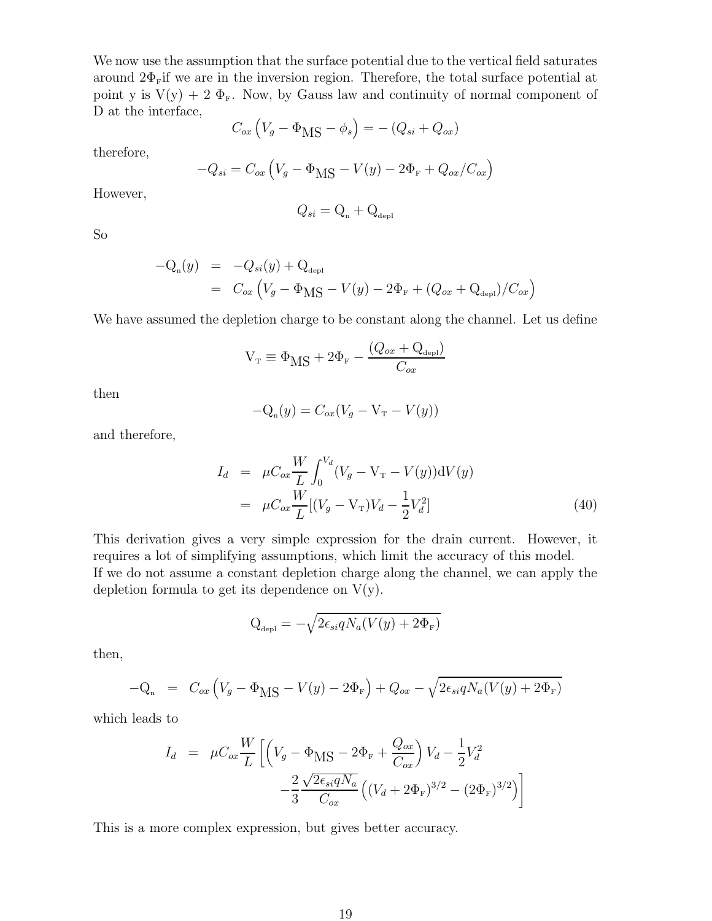We now use the assumption that the surface potential due to the vertical field saturates around $2\Phi_F$if we are in the inversion region. Therefore, the total surface potential at point y is V(y) + 2 $\Phi_F$. Now, by Gauss law and continuity of normal component of D at the interface,

$$C_{ox}\left(V_g - \Phi_{\rm MS} - \phi_s\right) = -\left(Q_{si} + Q_{ox}\right)$$

therefore,

$$-Q_{si} = C_{ox}\left(V_g - \Phi_{\rm MS} - V(y) - 2\Phi_F + Q_{ox}/C_{ox}\right)$$

However,

$$Q_{si} = Q_n + Q_{depl}$$

So

$$\begin{aligned} -Q_n(y) &= -Q_{si}(y) + Q_{depl} \\ &= C_{ox}\left(V_g - \Phi_{\rm MS} - V(y) - 2\Phi_F + (Q_{ox} + Q_{depl})/C_{ox}\right) \end{aligned}$$

We have assumed the depletion charge to be constant along the channel. Let us define

$$V_T \equiv \Phi_{\rm MS} + 2\Phi_F - \frac{(Q_{ox} + Q_{depl})}{C_{ox}}$$

then

$$-Q_n(y) = C_{ox}(V_g - V_T - V(y))$$

and therefore,

$$\begin{aligned} I_d &= \mu C_{ox}\frac{W}{L}\int_0^{V_d}(V_g - V_T - V(y))\mathrm{d}V(y) \\ &= \mu C_{ox}\frac{W}{L}[(V_g - V_T)V_d - \frac{1}{2}V_d^2] \end{aligned} \quad (40)$$

This derivation gives a very simple expression for the drain current. However, it requires a lot of simplifying assumptions, which limit the accuracy of this model.
If we do not assume a constant depletion charge along the channel, we can apply the depletion formula to get its dependence on V(y).

$$Q_{depl} = -\sqrt{2\epsilon_{si}qN_a(V(y) + 2\Phi_F)}$$

then,

$$-Q_n = C_{ox}\left(V_g - \Phi_{\rm MS} - V(y) - 2\Phi_F\right) + Q_{ox} - \sqrt{2\epsilon_{si}qN_a(V(y) + 2\Phi_F)}$$

which leads to

$$\begin{aligned} I_d = \mu C_{ox}\frac{W}{L}\Bigg[&\left(V_g - \Phi_{\rm MS} - 2\Phi_F + \frac{Q_{ox}}{C_{ox}}\right)V_d - \frac{1}{2}V_d^2 \\ &-\frac{2}{3}\frac{\sqrt{2\epsilon_{si}qN_a}}{C_{ox}}\left((V_d + 2\Phi_F)^{3/2} - (2\Phi_F)^{3/2}\right)\Bigg] \end{aligned}$$

This is a more complex expression, but gives better accuracy.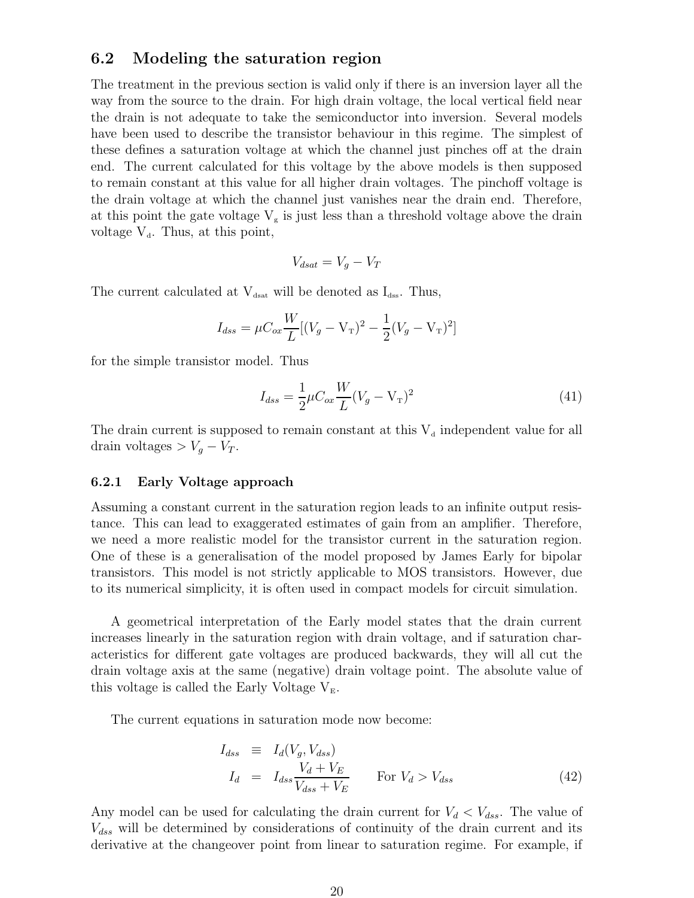## 6.2 Modeling the saturation region

The treatment in the previous section is valid only if there is an inversion layer all the way from the source to the drain. For high drain voltage, the local vertical field near the drain is not adequate to take the semiconductor into inversion. Several models have been used to describe the transistor behaviour in this regime. The simplest of these defines a saturation voltage at which the channel just pinches off at the drain end. The current calculated for this voltage by the above models is then supposed to remain constant at this value for all higher drain voltages. The pinchoff voltage is the drain voltage at which the channel just vanishes near the drain end. Therefore, at this point the gate voltage $V_g$ is just less than a threshold voltage above the drain voltage $V_d$. Thus, at this point,

$$V_{dsat} = V_g - V_T$$

The current calculated at $V_{dsat}$ will be denoted as $I_{dss}$. Thus,

$$I_{dss} = \mu C_{ox} \frac{W}{L} [(V_g - V_T)^2 - \frac{1}{2}(V_g - V_T)^2]$$

for the simple transistor model. Thus

$$I_{dss} = \frac{1}{2} \mu C_{ox} \frac{W}{L} (V_g - V_T)^2 \tag{41}$$

The drain current is supposed to remain constant at this $V_d$ independent value for all drain voltages $> V_g - V_T$.

### 6.2.1 Early Voltage approach

Assuming a constant current in the saturation region leads to an infinite output resistance. This can lead to exaggerated estimates of gain from an amplifier. Therefore, we need a more realistic model for the transistor current in the saturation region. One of these is a generalisation of the model proposed by James Early for bipolar transistors. This model is not strictly applicable to MOS transistors. However, due to its numerical simplicity, it is often used in compact models for circuit simulation.

A geometrical interpretation of the Early model states that the drain current increases linearly in the saturation region with drain voltage, and if saturation characteristics for different gate voltages are produced backwards, they will all cut the drain voltage axis at the same (negative) drain voltage point. The absolute value of this voltage is called the Early Voltage $V_E$.

The current equations in saturation mode now become:

$$\begin{aligned} I_{dss} &\equiv I_d(V_g, V_{dss}) \\ I_d &= I_{dss} \frac{V_d + V_E}{V_{dss} + V_E} \qquad \text{For } V_d > V_{dss} \end{aligned} \tag{42}$$

Any model can be used for calculating the drain current for $V_d < V_{dss}$. The value of $V_{dss}$ will be determined by considerations of continuity of the drain current and its derivative at the changeover point from linear to saturation regime. For example, if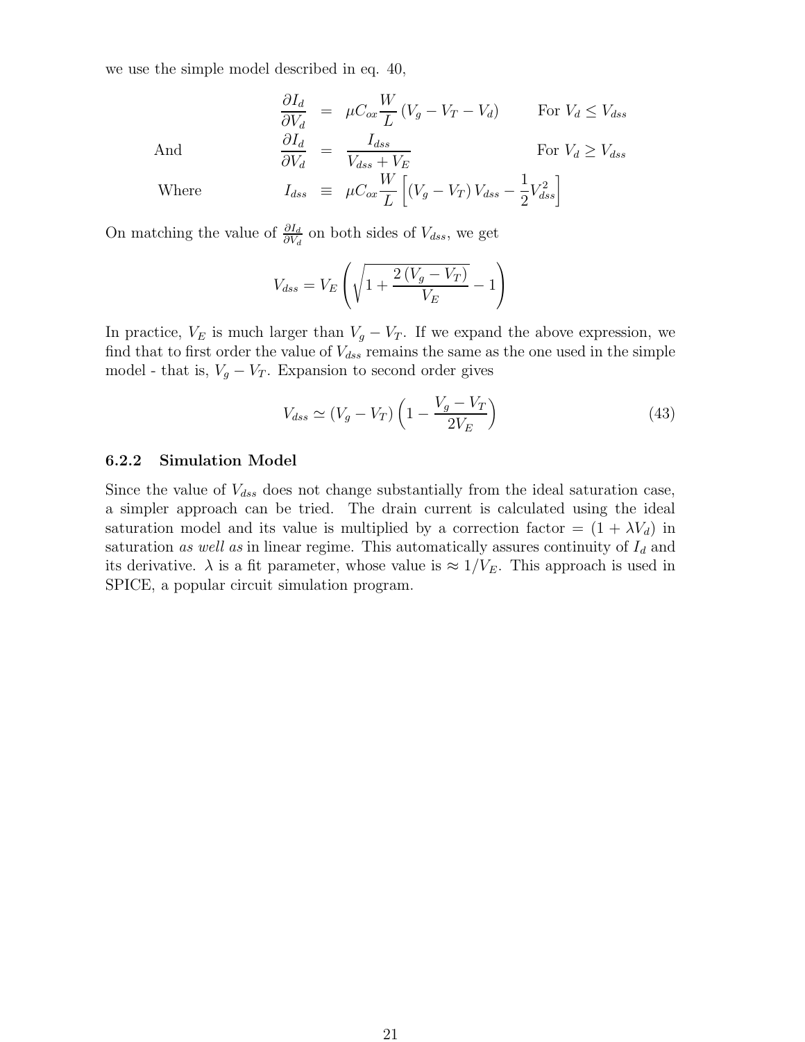we use the simple model described in eq. 40,

$$
\begin{aligned}
& & \frac{\partial I_d}{\partial V_d} &= \mu C_{ox} \frac{W}{L} \left( V_g - V_T - V_d \right) & \text{For } V_d \leq V_{dss} \\
&\text{And} & \frac{\partial I_d}{\partial V_d} &= \frac{I_{dss}}{V_{dss} + V_E} & \text{For } V_d \geq V_{dss} \\
&\text{Where} & I_{dss} &\equiv \mu C_{ox} \frac{W}{L} \left[ \left( V_g - V_T \right) V_{dss} - \frac{1}{2} V_{dss}^2 \right] &
\end{aligned}
$$

On matching the value of $\frac{\partial I_d}{\partial V_d}$ on both sides of $V_{dss}$, we get

$$
V_{dss} = V_E \left( \sqrt{1 + \frac{2 \left( V_g - V_T \right)}{V_E}} - 1 \right)
$$

In practice, $V_E$ is much larger than $V_g - V_T$. If we expand the above expression, we find that to first order the value of $V_{dss}$ remains the same as the one used in the simple model - that is, $V_g - V_T$. Expansion to second order gives

$$
V_{dss} \simeq \left( V_g - V_T \right) \left( 1 - \frac{V_g - V_T}{2 V_E} \right) \tag{43}
$$

### 6.2.2 Simulation Model

Since the value of $V_{dss}$ does not change substantially from the ideal saturation case, a simpler approach can be tried. The drain current is calculated using the ideal saturation model and its value is multiplied by a correction factor = $(1 + \lambda V_d)$ in saturation *as well as* in linear regime. This automatically assures continuity of $I_d$ and its derivative. $\lambda$ is a fit parameter, whose value is $\approx 1/V_E$. This approach is used in SPICE, a popular circuit simulation program.